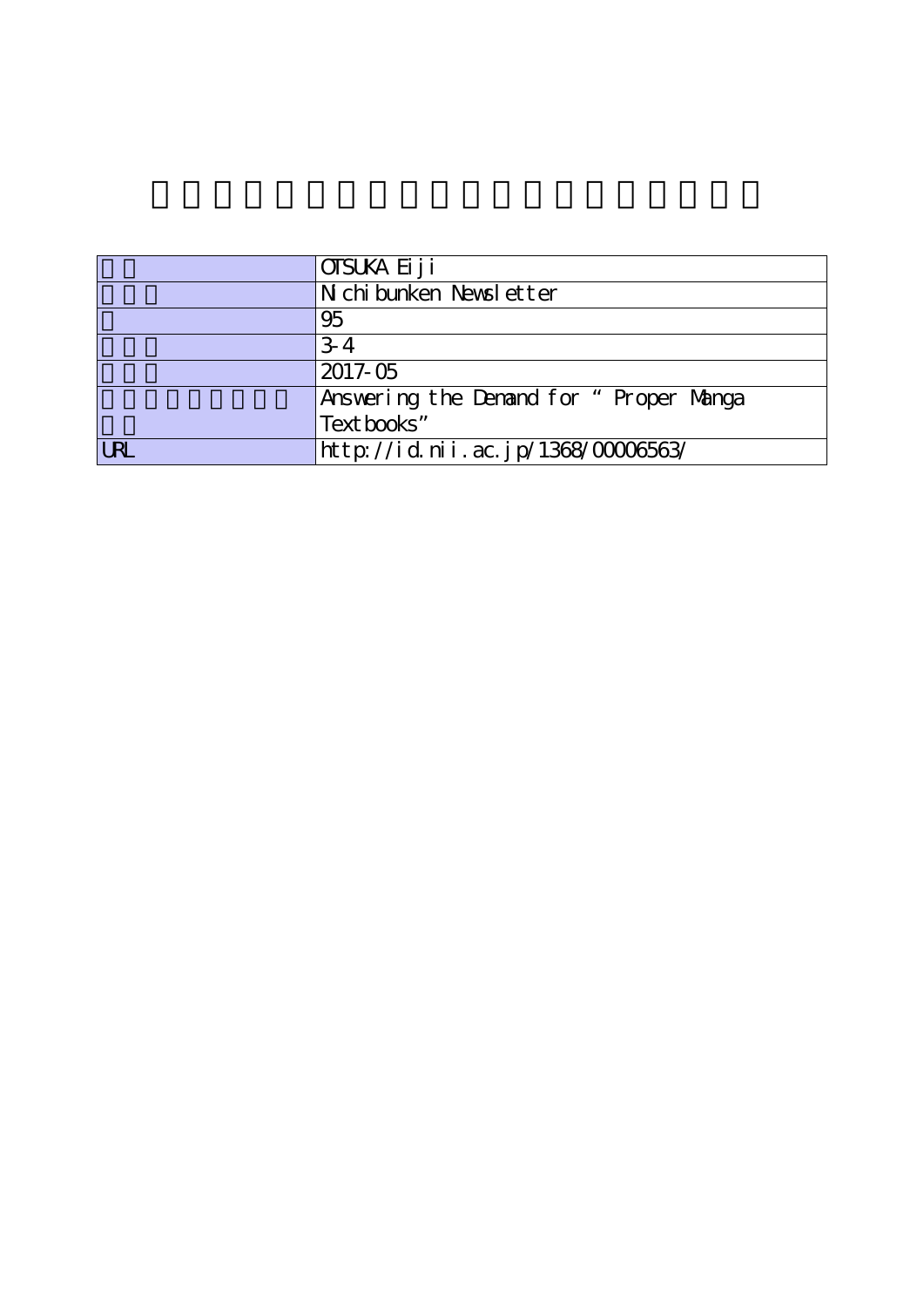| | |
|---|---|
| | OTSUKA Eiji |
| | Nichibunken Newsletter |
| | 95 |
| | 3-4 |
| | 2017-05 |
| | Answering the Demand for "Proper Manga Textbooks" |
| URL | http://id.nii.ac.jp/1368/00006563/ |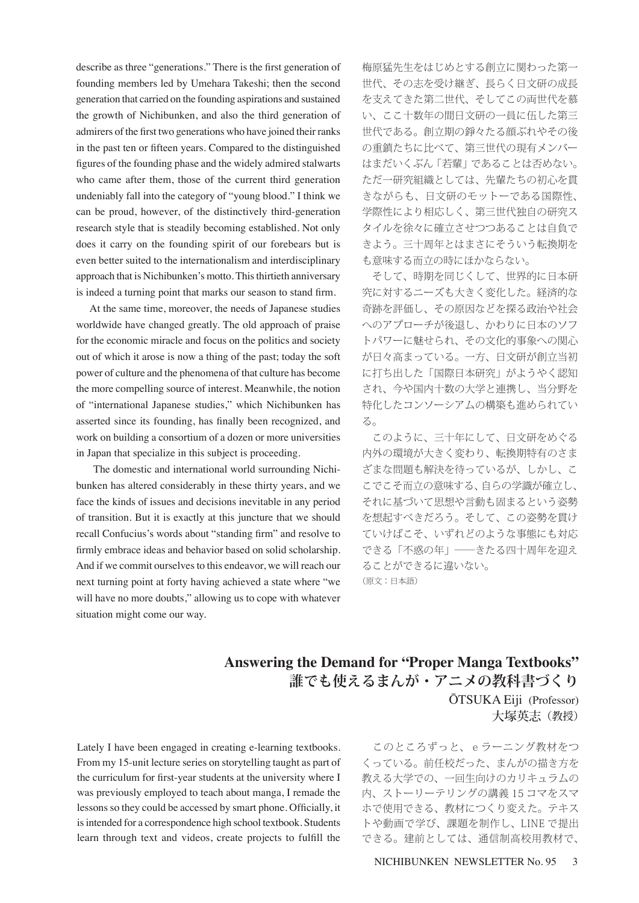describe as three "generations." There is the first generation of founding members led by Umehara Takeshi; then the second generation that carried on the founding aspirations and sustained the growth of Nichibunken, and also the third generation of admirers of the first two generations who have joined their ranks in the past ten or fifteen years. Compared to the distinguished figures of the founding phase and the widely admired stalwarts who came after them, those of the current third generation undeniably fall into the category of "young blood." I think we can be proud, however, of the distinctively third-generation research style that is steadily becoming established. Not only does it carry on the founding spirit of our forebears but is even better suited to the internationalism and interdisciplinary approach that is Nichibunken's motto. This thirtieth anniversary is indeed a turning point that marks our season to stand firm.

At the same time, moreover, the needs of Japanese studies worldwide have changed greatly. The old approach of praise for the economic miracle and focus on the politics and society out of which it arose is now a thing of the past; today the soft power of culture and the phenomena of that culture has become the more compelling source of interest. Meanwhile, the notion of "international Japanese studies," which Nichibunken has asserted since its founding, has finally been recognized, and work on building a consortium of a dozen or more universities in Japan that specialize in this subject is proceeding.

The domestic and international world surrounding Nichibunken has altered considerably in these thirty years, and we face the kinds of issues and decisions inevitable in any period of transition. But it is exactly at this juncture that we should recall Confucius's words about "standing firm" and resolve to firmly embrace ideas and behavior based on solid scholarship. And if we commit ourselves to this endeavor, we will reach our next turning point at forty having achieved a state where "we will have no more doubts," allowing us to cope with whatever situation might come our way.

梅原猛先生をはじめとする創立に関わった第一世代、その志を受け継ぎ、長らく日文研の成長を支えてきた第二世代、そしてこの両世代を慕い、ここ十数年の間日文研の一員に伍した第三世代である。創立期の錚々たる顔ぶれやその後の重鎮たちに比べて、第三世代の現有メンバーはまだいくぶん「若輩」であることは否めない。ただ一研究組織としては、先輩たちの初心を貫きながらも、日文研のモットーである国際性、学際性により相応しく、第三世代独自の研究スタイルを徐々に確立させつつあることは自負できよう。三十周年とはまさにそういう転換期をも意味する而立の時にほかならない。

そして、時期を同じくして、世界的に日本研究に対するニーズも大きく変化した。経済的な奇跡を評価し、その原因などを探る政治や社会へのアプローチが後退し、かわりに日本のソフトパワーに魅せられ、その文化的事象への関心が日々高まっている。一方、日文研が創立当初に打ち出した「国際日本研究」がようやく認知され、今や国内十数の大学と連携し、当分野を特化したコンソーシアムの構築も進められている。

このように、三十年にして、日文研をめぐる内外の環境が大きく変わり、転換期特有のさまざまな問題も解決を待っているが、しかし、ここでこそ而立の意味する、自らの学識が確立し、それに基づいて思想や言動も固まるという姿勢を想起すべきだろう。そして、この姿勢を貫けていけばこそ、いずれどのような事態にも対応できる「不惑の年」——きたる四十周年を迎えることができるに違いない。

（原文：日本語）

## Answering the Demand for "Proper Manga Textbooks"
## 誰でも使えるまんが・アニメの教科書づくり

ŌTSUKA Eiji (Professor)
大塚英志（教授）

Lately I have been engaged in creating e-learning textbooks. From my 15-unit lecture series on storytelling taught as part of the curriculum for first-year students at the university where I was previously employed to teach about manga, I remade the lessons so they could be accessed by smart phone. Officially, it is intended for a correspondence high school textbook. Students learn through text and videos, create projects to fulfill the

このところずっと、e ラーニング教材をつくっている。前任校だった、まんがの描き方を教える大学での、一回生向けのカリキュラムの内、ストーリーテリングの講義 15 コマをスマホで使用できる、教材につくり変えた。テキストや動画で学び、課題を制作し、LINE で提出できる。建前としては、通信制高校用教材で、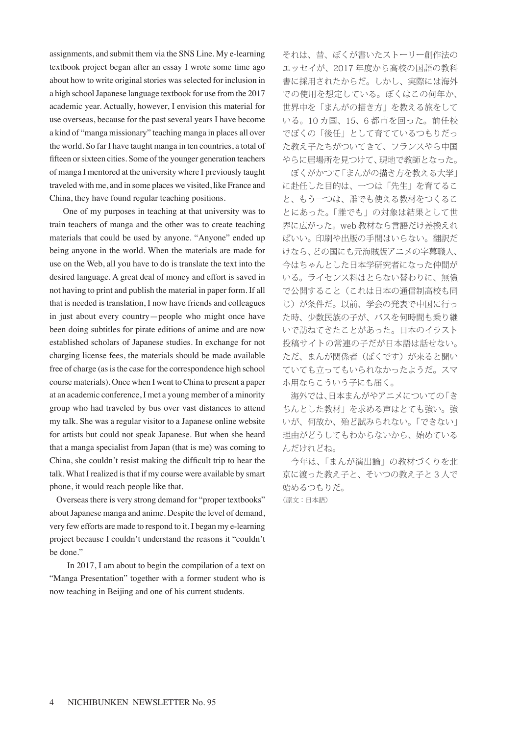assignments, and submit them via the SNS Line. My e-learning textbook project began after an essay I wrote some time ago about how to write original stories was selected for inclusion in a high school Japanese language textbook for use from the 2017 academic year. Actually, however, I envision this material for use overseas, because for the past several years I have become a kind of "manga missionary" teaching manga in places all over the world. So far I have taught manga in ten countries, a total of fifteen or sixteen cities. Some of the younger generation teachers of manga I mentored at the university where I previously taught traveled with me, and in some places we visited, like France and China, they have found regular teaching positions.

One of my purposes in teaching at that university was to train teachers of manga and the other was to create teaching materials that could be used by anyone. "Anyone" ended up being anyone in the world. When the materials are made for use on the Web, all you have to do is translate the text into the desired language. A great deal of money and effort is saved in not having to print and publish the material in paper form. If all that is needed is translation, I now have friends and colleagues in just about every country—people who might once have been doing subtitles for pirate editions of anime and are now established scholars of Japanese studies. In exchange for not charging license fees, the materials should be made available free of charge (as is the case for the correspondence high school course materials). Once when I went to China to present a paper at an academic conference, I met a young member of a minority group who had traveled by bus over vast distances to attend my talk. She was a regular visitor to a Japanese online website for artists but could not speak Japanese. But when she heard that a manga specialist from Japan (that is me) was coming to China, she couldn't resist making the difficult trip to hear the talk. What I realized is that if my course were available by smart phone, it would reach people like that.

Overseas there is very strong demand for "proper textbooks" about Japanese manga and anime. Despite the level of demand, very few efforts are made to respond to it. I began my e-learning project because I couldn't understand the reasons it "couldn't be done."

In 2017, I am about to begin the compilation of a text on "Manga Presentation" together with a former student who is now teaching in Beijing and one of his current students.

それは、昔、ぼくが書いたストーリー創作法のエッセイが、2017 年度から高校の国語の教科書に採用されたからだ。しかし、実際には海外での使用を想定している。ぼくはこの何年か、世界中を「まんがの描き方」を教える旅をしている。10 カ国、15、6 都市を回った。前任校でぼくの「後任」として育てているつもりだった教え子たちがついてきて、フランスやら中国やらに居場所を見つけて、現地で教師となった。

ぼくがかつて「まんがの描き方を教える大学」に赴任した目的は、一つは「先生」を育てること、もう一つは、誰でも使える教材をつくることにあった。「誰でも」の対象は結果として世界に広がった。web 教材なら言語だけ差換えればいい。印刷や出版の手間はいらない。翻訳だけなら、どの国にも元海賊版アニメの字幕職人、今はちゃんとした日本学研究者になった仲間がいる。ライセンス料はとらない替わりに、無償で公開すること（これは日本の通信制高校も同じ）が条件だ。以前、学会の発表で中国に行った時、少数民族の子が、バスを何時間も乗り継いで訪ねてきたことがあった。日本のイラスト投稿サイトの常連の子だが日本語は話せない。ただ、まんが関係者（ぼくです）が来ると聞いていても立ってもいられなかったようだ。スマホ用ならこういう子にも届く。

海外では、日本まんがやアニメについての「きちんとした教材」を求める声はとても強い。強いが、何故か、殆ど試みられない。「できない」理由がどうしてもわからないから、始めているんだけれどね。

今年は、「まんが演出論」の教材づくりを北京に渡った教え子と、そいつの教え子と３人で始めるつもりだ。

（原文：日本語）